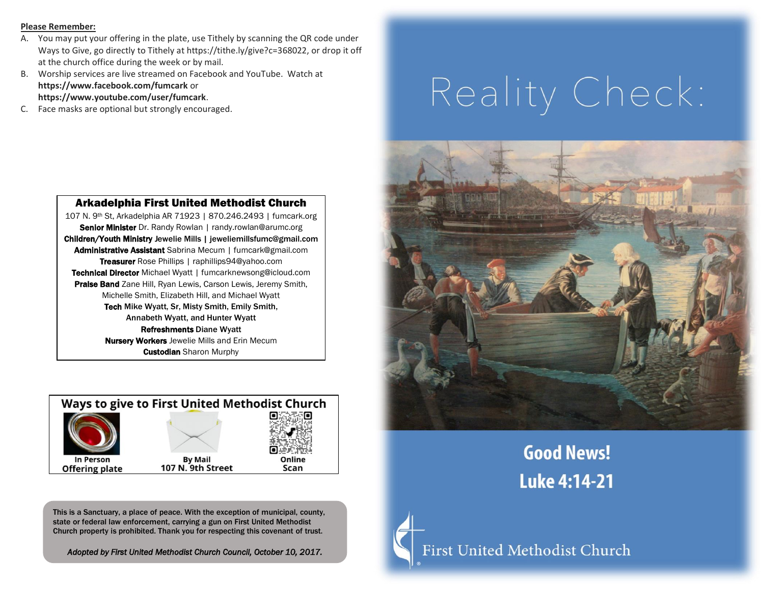**Please Remember:**

A. You may put your offering in the plate, use Tithely by scanning the QR code under Ways to Give, go directly to Tithely at https://tithe.ly/give?c=368022, or drop it off at the church office during the week or by mail.

B. Worship services are live streamed on Facebook and YouTube. Watch at **https://www.facebook.com/fumcark** or **https://www.youtube.com/user/fumcark**.

C. Face masks are optional but strongly encouraged.

## Arkadelphia First United Methodist Church

107 N. 9th St, Arkadelphia AR 71923 | 870.246.2493 | fumcark.org

**Senior Minister** Dr. Randy Rowlan | randy.rowlan@arumc.org

**Children/Youth Ministry** Jewelie Mills | jeweliemillsfumc@gmail.com

**Administrative Assistant** Sabrina Mecum | fumcark@gmail.com

**Treasurer** Rose Phillips | raphillips94@yahoo.com

**Technical Director** Michael Wyatt | fumcarknewsong@icloud.com

**Praise Band** Zane Hill, Ryan Lewis, Carson Lewis, Jeremy Smith, Michelle Smith, Elizabeth Hill, and Michael Wyatt

**Tech** Mike Wyatt, Sr, Misty Smith, Emily Smith, Annabeth Wyatt, and Hunter Wyatt

**Refreshments** Diane Wyatt

**Nursery Workers** Jewelie Mills and Erin Mecum

**Custodian** Sharon Murphy

## Ways to give to First United Methodist Church

| In Person | By Mail | Online |
| --- | --- | --- |
| Offering plate | 107 N. 9th Street | Scan |

**This is a Sanctuary, a place of peace. With the exception of municipal, county, state or federal law enforcement, carrying a gun on First United Methodist Church property is prohibited. Thank you for respecting this covenant of trust.**

*Adopted by First United Methodist Church Council, October 10, 2017.*

# Reality Check:

## Good News!
## Luke 4:14-21

First United Methodist Church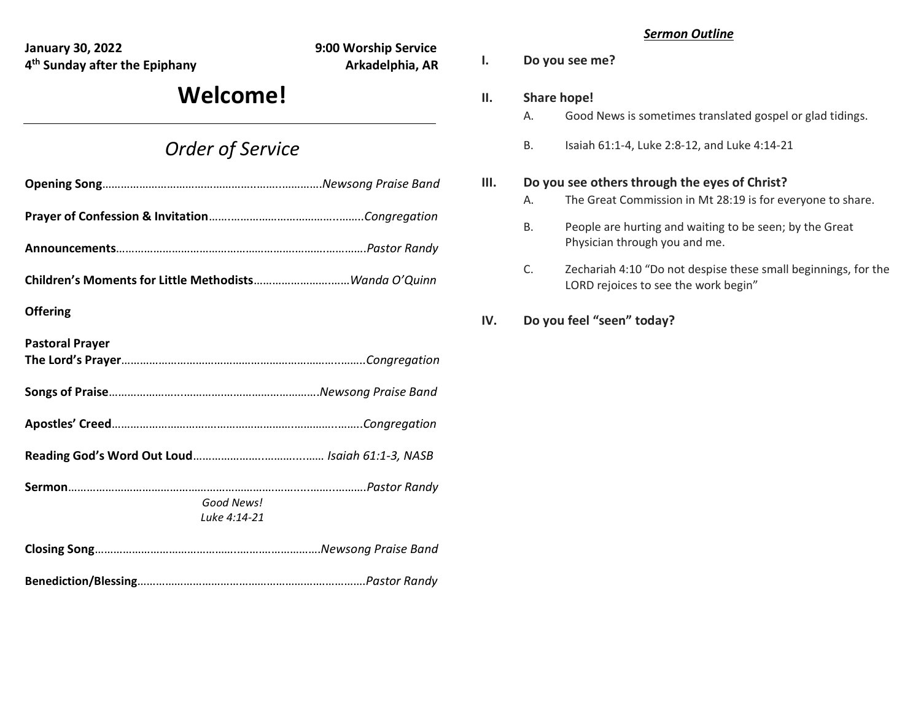**January 30, 2022** **9:00 Worship Service**
**4th Sunday after the Epiphany** **Arkadelphia, AR**

# Welcome!

---

## *Order of Service*

**Opening Song**………………………………………………………*Newsong Praise Band*

**Prayer of Confession & Invitation**……………………………………*Congregation*

**Announcements**……………………………………………………………*Pastor Randy*

**Children's Moments for Little Methodists**…………………………*Wanda O'Quinn*

**Offering**

**Pastoral Prayer**
**The Lord's Prayer**…………………………………………………………*Congregation*

**Songs of Praise**……………………………………………………*Newsong Praise Band*

**Apostles' Creed**……………………………………………………………*Congregation*

**Reading God's Word Out Loud**………………………………… *Isaiah 61:1-3, NASB*

**Sermon**………………………………………………………………………*Pastor Randy*

*Good News!*
*Luke 4:14-21*

**Closing Song**……………………………………………………*Newsong Praise Band*

**Benediction/Blessing**……………………………………………………*Pastor Randy*

### ***Sermon Outline***

**I. Do you see me?**

**II. Share hope!**

A. Good News is sometimes translated gospel or glad tidings.

B. Isaiah 61:1-4, Luke 2:8-12, and Luke 4:14-21

**III. Do you see others through the eyes of Christ?**

A. The Great Commission in Mt 28:19 is for everyone to share.

B. People are hurting and waiting to be seen; by the Great Physician through you and me.

C. Zechariah 4:10 "Do not despise these small beginnings, for the LORD rejoices to see the work begin"

**IV. Do you feel "seen" today?**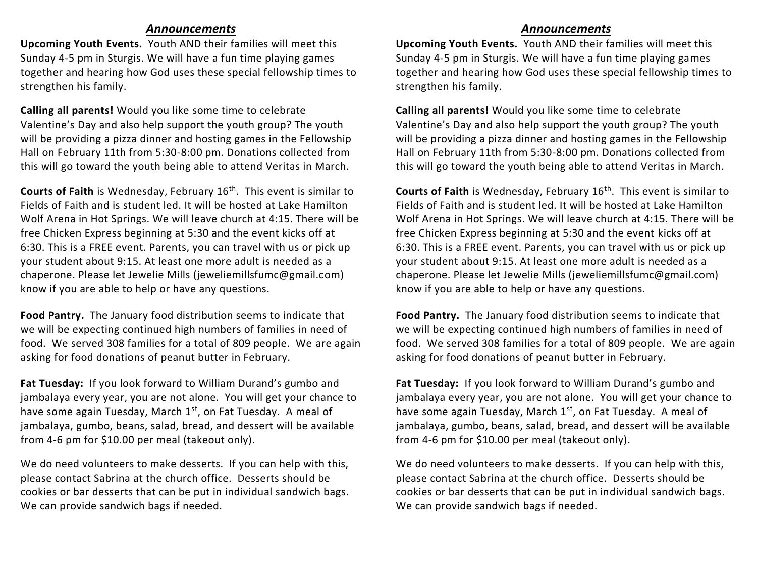## ***Announcements***

**Upcoming Youth Events.** Youth AND their families will meet this Sunday 4-5 pm in Sturgis. We will have a fun time playing games together and hearing how God uses these special fellowship times to strengthen his family.

**Calling all parents!** Would you like some time to celebrate Valentine's Day and also help support the youth group? The youth will be providing a pizza dinner and hosting games in the Fellowship Hall on February 11th from 5:30-8:00 pm. Donations collected from this will go toward the youth being able to attend Veritas in March.

**Courts of Faith** is Wednesday, February 16th. This event is similar to Fields of Faith and is student led. It will be hosted at Lake Hamilton Wolf Arena in Hot Springs. We will leave church at 4:15. There will be free Chicken Express beginning at 5:30 and the event kicks off at 6:30. This is a FREE event. Parents, you can travel with us or pick up your student about 9:15. At least one more adult is needed as a chaperone. Please let Jewelie Mills (jeweliemillsfumc@gmail.com) know if you are able to help or have any questions.

**Food Pantry.** The January food distribution seems to indicate that we will be expecting continued high numbers of families in need of food. We served 308 families for a total of 809 people. We are again asking for food donations of peanut butter in February.

**Fat Tuesday:** If you look forward to William Durand's gumbo and jambalaya every year, you are not alone. You will get your chance to have some again Tuesday, March 1st, on Fat Tuesday. A meal of jambalaya, gumbo, beans, salad, bread, and dessert will be available from 4-6 pm for $10.00 per meal (takeout only).

We do need volunteers to make desserts. If you can help with this, please contact Sabrina at the church office. Desserts should be cookies or bar desserts that can be put in individual sandwich bags. We can provide sandwich bags if needed.

## ***Announcements***

**Upcoming Youth Events.** Youth AND their families will meet this Sunday 4-5 pm in Sturgis. We will have a fun time playing games together and hearing how God uses these special fellowship times to strengthen his family.

**Calling all parents!** Would you like some time to celebrate Valentine's Day and also help support the youth group? The youth will be providing a pizza dinner and hosting games in the Fellowship Hall on February 11th from 5:30-8:00 pm. Donations collected from this will go toward the youth being able to attend Veritas in March.

**Courts of Faith** is Wednesday, February 16th. This event is similar to Fields of Faith and is student led. It will be hosted at Lake Hamilton Wolf Arena in Hot Springs. We will leave church at 4:15. There will be free Chicken Express beginning at 5:30 and the event kicks off at 6:30. This is a FREE event. Parents, you can travel with us or pick up your student about 9:15. At least one more adult is needed as a chaperone. Please let Jewelie Mills (jeweliemillsfumc@gmail.com) know if you are able to help or have any questions.

**Food Pantry.** The January food distribution seems to indicate that we will be expecting continued high numbers of families in need of food. We served 308 families for a total of 809 people. We are again asking for food donations of peanut butter in February.

**Fat Tuesday:** If you look forward to William Durand's gumbo and jambalaya every year, you are not alone. You will get your chance to have some again Tuesday, March 1st, on Fat Tuesday. A meal of jambalaya, gumbo, beans, salad, bread, and dessert will be available from 4-6 pm for $10.00 per meal (takeout only).

We do need volunteers to make desserts. If you can help with this, please contact Sabrina at the church office. Desserts should be cookies or bar desserts that can be put in individual sandwich bags. We can provide sandwich bags if needed.